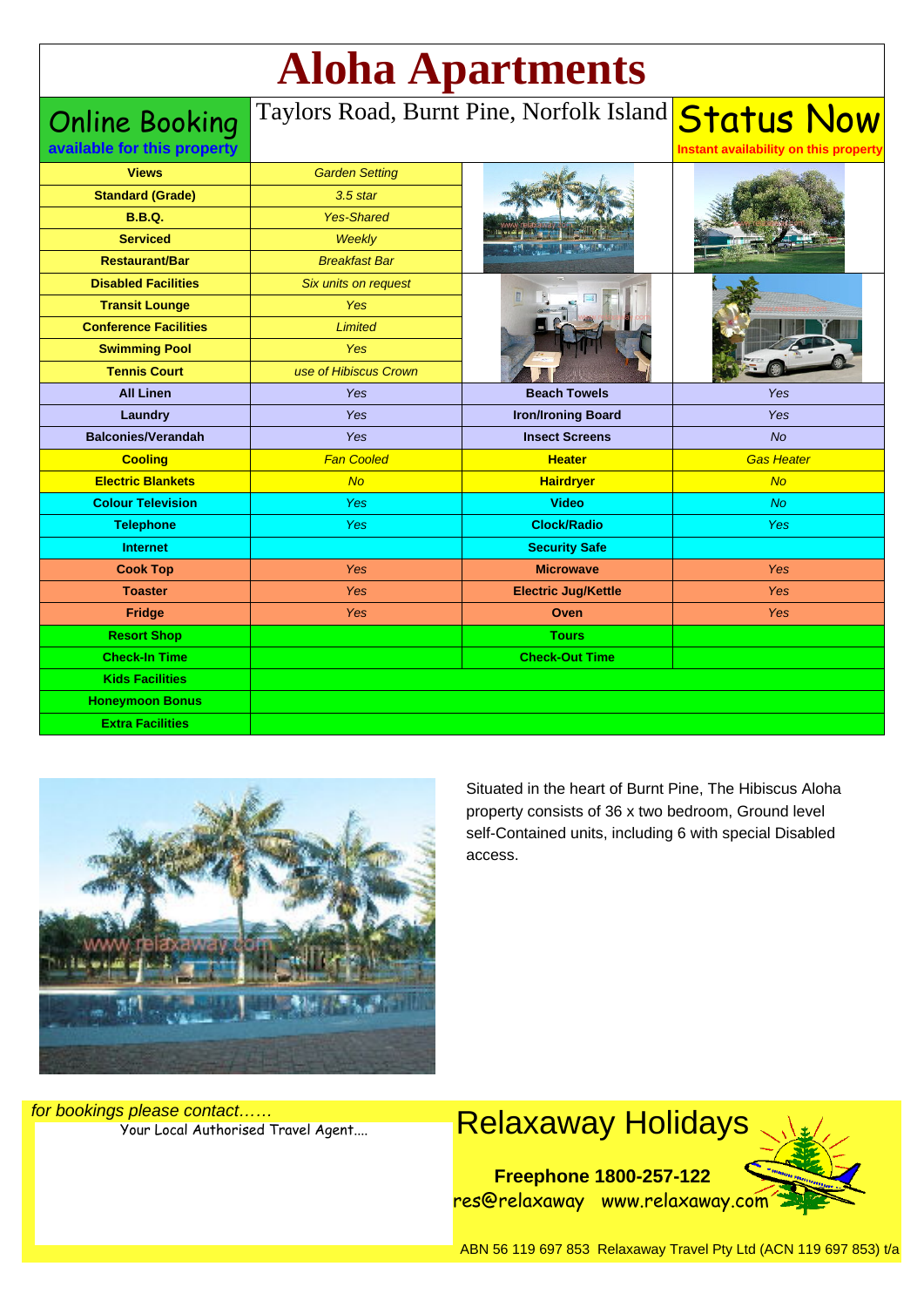# Aloha Apartments

**Online Booking**
**available for this property**

Taylors Road, Burnt Pine, Norfolk Island

**Status Now**
**Instant availability on this property**

| Feature | Detail | Feature | Detail |
|---|---|---|---|
| **Views** | *Garden Setting* | | |
| **Standard (Grade)** | *3.5 star* | | |
| **B.B.Q.** | *Yes-Shared* | | |
| **Serviced** | *Weekly* | | |
| **Restaurant/Bar** | *Breakfast Bar* | | |
| **Disabled Facilities** | *Six units on request* | | |
| **Transit Lounge** | *Yes* | | |
| **Conference Facilities** | *Limited* | | |
| **Swimming Pool** | *Yes* | | |
| **Tennis Court** | *use of Hibiscus Crown* | | |
| **All Linen** | *Yes* | **Beach Towels** | *Yes* |
| **Laundry** | *Yes* | **Iron/Ironing Board** | *Yes* |
| **Balconies/Verandah** | *Yes* | **Insect Screens** | *No* |
| **Cooling** | *Fan Cooled* | **Heater** | *Gas Heater* |
| **Electric Blankets** | *No* | **Hairdryer** | *No* |
| **Colour Television** | *Yes* | **Video** | *No* |
| **Telephone** | *Yes* | **Clock/Radio** | *Yes* |
| **Internet** | | **Security Safe** | |
| **Cook Top** | *Yes* | **Microwave** | *Yes* |
| **Toaster** | *Yes* | **Electric Jug/Kettle** | *Yes* |
| **Fridge** | *Yes* | **Oven** | *Yes* |
| **Resort Shop** | | **Tours** | |
| **Check-In Time** | | **Check-Out Time** | |
| **Kids Facilities** | | | |
| **Honeymoon Bonus** | | | |
| **Extra Facilities** | | | |

Situated in the heart of Burnt Pine, The Hibiscus Aloha property consists of 36 x two bedroom, Ground level self-Contained units, including 6 with special Disabled access.

*for bookings please contact……*
Your Local Authorised Travel Agent....

## Relaxaway Holidays

**Freephone 1800-257-122**
res@relaxaway www.relaxaway.com

ABN 56 119 697 853 Relaxaway Travel Pty Ltd (ACN 119 697 853) t/a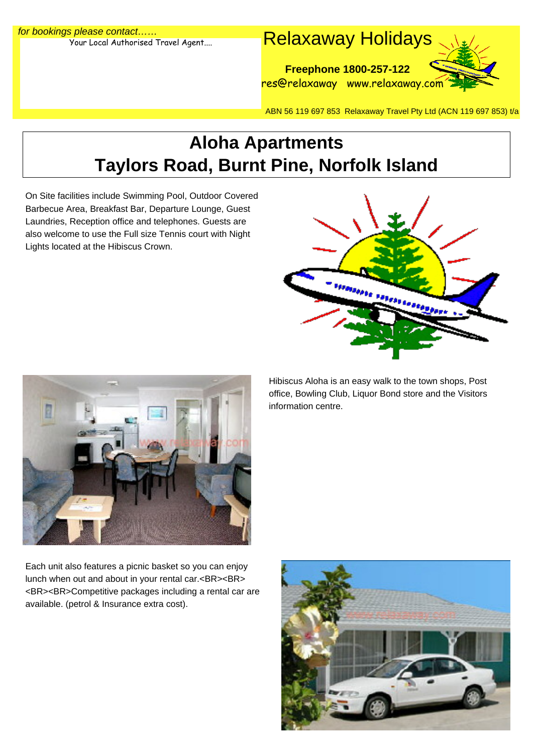*for bookings please contact……*

Your Local Authorised Travel Agent....

Relaxaway Holidays

**Freephone 1800-257-122**

res@relaxaway www.relaxaway.com

ABN 56 119 697 853 Relaxaway Travel Pty Ltd (ACN 119 697 853) t/a

# Aloha Apartments
# Taylors Road, Burnt Pine, Norfolk Island

On Site facilities include Swimming Pool, Outdoor Covered Barbecue Area, Breakfast Bar, Departure Lounge, Guest Laundries, Reception office and telephones. Guests are also welcome to use the Full size Tennis court with Night Lights located at the Hibiscus Crown.

Hibiscus Aloha is an easy walk to the town shops, Post office, Bowling Club, Liquor Bond store and the Visitors information centre.

Each unit also features a picnic basket so you can enjoy lunch when out and about in your rental car.<BR><BR><BR><BR>Competitive packages including a rental car are available. (petrol & Insurance extra cost).